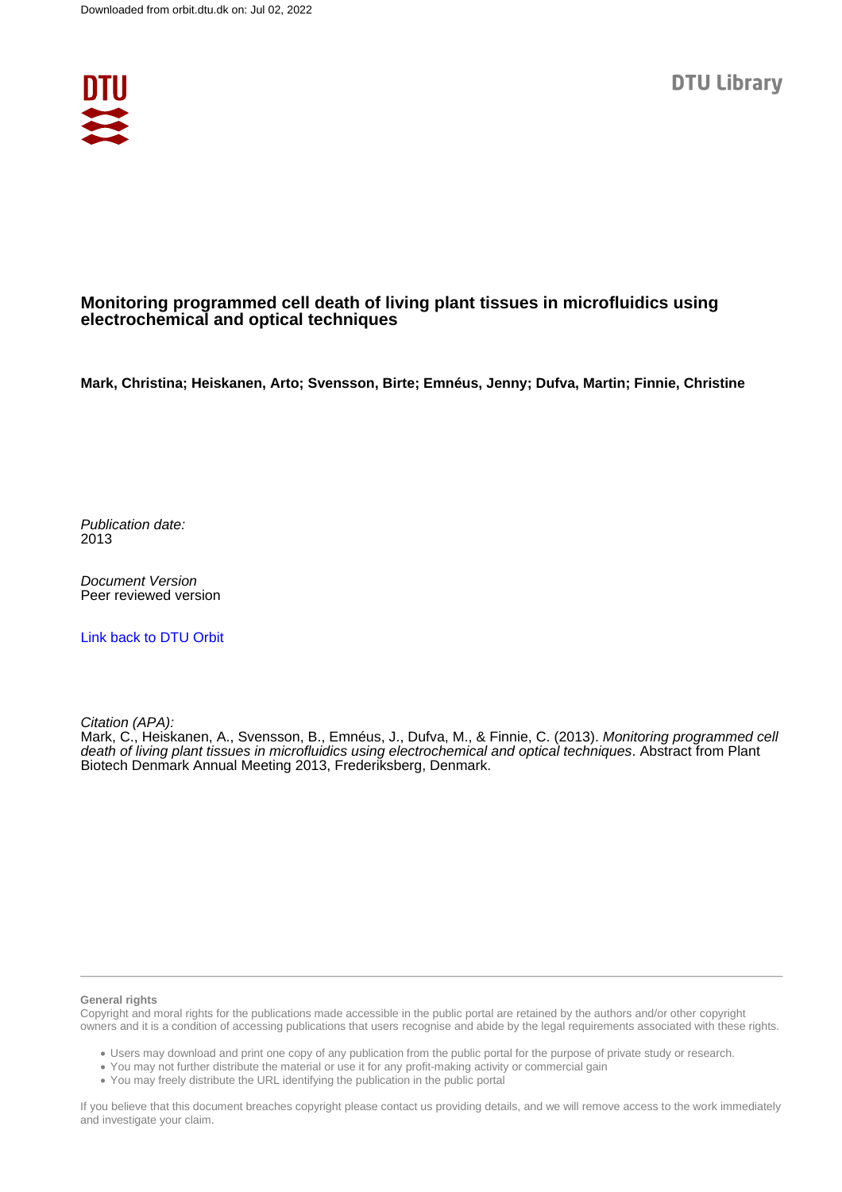Downloaded from orbit.dtu.dk on: Jul 02, 2022

DTU Library

# Monitoring programmed cell death of living plant tissues in microfluidics using electrochemical and optical techniques

**Mark, Christina; Heiskanen, Arto; Svensson, Birte; Emnéus, Jenny; Dufva, Martin; Finnie, Christine**

*Publication date:*
2013

*Document Version*
Peer reviewed version

Link back to DTU Orbit

*Citation (APA):*
Mark, C., Heiskanen, A., Svensson, B., Emnéus, J., Dufva, M., & Finnie, C. (2013). *Monitoring programmed cell death of living plant tissues in microfluidics using electrochemical and optical techniques*. Abstract from Plant Biotech Denmark Annual Meeting 2013, Frederiksberg, Denmark.

**General rights**

Copyright and moral rights for the publications made accessible in the public portal are retained by the authors and/or other copyright owners and it is a condition of accessing publications that users recognise and abide by the legal requirements associated with these rights.

- Users may download and print one copy of any publication from the public portal for the purpose of private study or research.
- You may not further distribute the material or use it for any profit-making activity or commercial gain
- You may freely distribute the URL identifying the publication in the public portal

If you believe that this document breaches copyright please contact us providing details, and we will remove access to the work immediately and investigate your claim.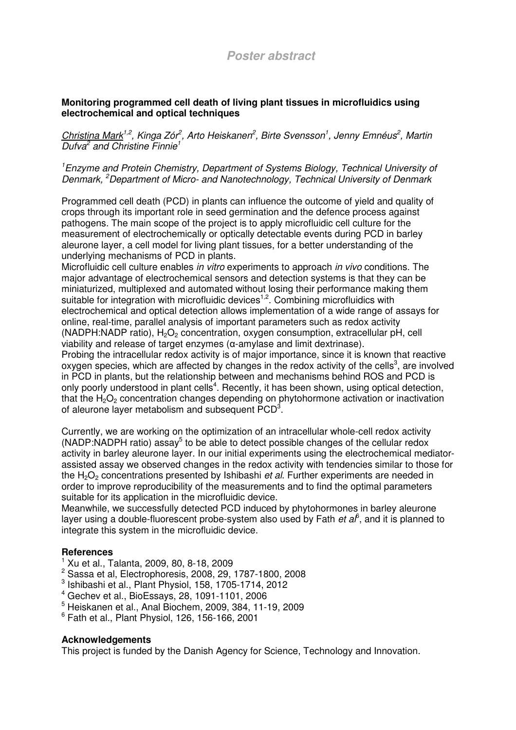## Poster abstract

### Monitoring programmed cell death of living plant tissues in microfluidics using electrochemical and optical techniques

Christina Mark[1,2], Kinga Zór[2], Arto Heiskanen[2], Birte Svensson[1], Jenny Emnéus[2], Martin Dufva[2] and Christine Finnie[1]

[1]*Enzyme and Protein Chemistry, Department of Systems Biology, Technical University of Denmark,* [2]*Department of Micro- and Nanotechnology, Technical University of Denmark*

Programmed cell death (PCD) in plants can influence the outcome of yield and quality of crops through its important role in seed germination and the defence process against pathogens. The main scope of the project is to apply microfluidic cell culture for the measurement of electrochemically or optically detectable events during PCD in barley aleurone layer, a cell model for living plant tissues, for a better understanding of the underlying mechanisms of PCD in plants.

Microfluidic cell culture enables *in vitro* experiments to approach *in vivo* conditions. The major advantage of electrochemical sensors and detection systems is that they can be miniaturized, multiplexed and automated without losing their performance making them suitable for integration with microfluidic devices[1,2]. Combining microfluidics with electrochemical and optical detection allows implementation of a wide range of assays for online, real-time, parallel analysis of important parameters such as redox activity (NADPH:NADP ratio), $H_2O_2$ concentration, oxygen consumption, extracellular pH, cell viability and release of target enzymes (α-amylase and limit dextrinase).

Probing the intracellular redox activity is of major importance, since it is known that reactive oxygen species, which are affected by changes in the redox activity of the cells[3], are involved in PCD in plants, but the relationship between and mechanisms behind ROS and PCD is only poorly understood in plant cells[4]. Recently, it has been shown, using optical detection, that the $H_2O_2$ concentration changes depending on phytohormone activation or inactivation of aleurone layer metabolism and subsequent PCD[3].

Currently, we are working on the optimization of an intracellular whole-cell redox activity (NADP:NADPH ratio) assay[5] to be able to detect possible changes of the cellular redox activity in barley aleurone layer. In our initial experiments using the electrochemical mediator-assisted assay we observed changes in the redox activity with tendencies similar to those for the $H_2O_2$ concentrations presented by Ishibashi *et al*. Further experiments are needed in order to improve reproducibility of the measurements and to find the optimal parameters suitable for its application in the microfluidic device.

Meanwhile, we successfully detected PCD induced by phytohormones in barley aleurone layer using a double-fluorescent probe-system also used by Fath *et al*[6], and it is planned to integrate this system in the microfluidic device.

**References**

[1] Xu et al., Talanta, 2009, 80, 8-18, 2009
[2] Sassa et al, Electrophoresis, 2008, 29, 1787-1800, 2008
[3] Ishibashi et al., Plant Physiol, 158, 1705-1714, 2012
[4] Gechev et al., BioEssays, 28, 1091-1101, 2006
[5] Heiskanen et al., Anal Biochem, 2009, 384, 11-19, 2009
[6] Fath et al., Plant Physiol, 126, 156-166, 2001

**Acknowledgements**

This project is funded by the Danish Agency for Science, Technology and Innovation.